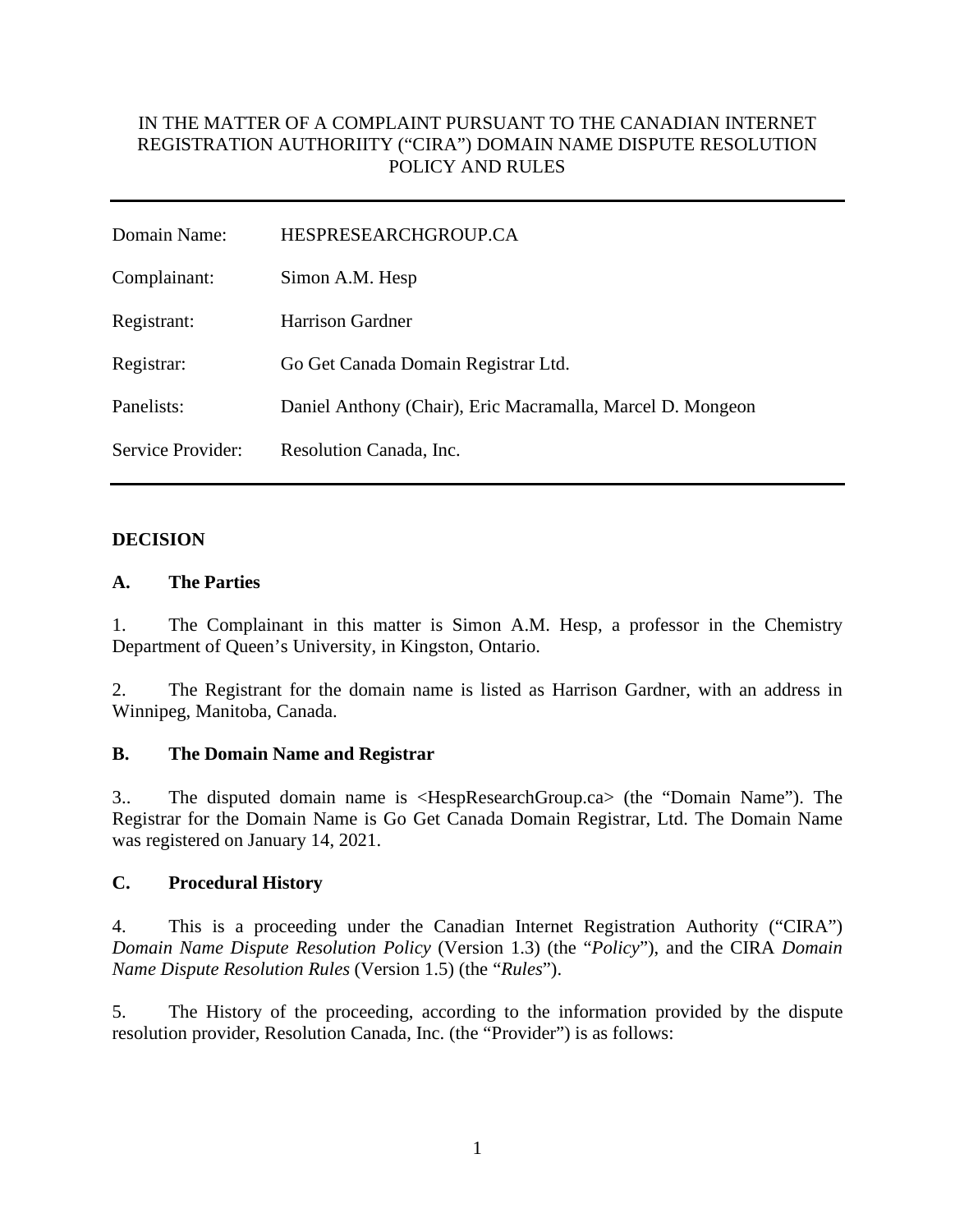IN THE MATTER OF A COMPLAINT PURSUANT TO THE CANADIAN INTERNET REGISTRATION AUTHORIITY ("CIRA") DOMAIN NAME DISPUTE RESOLUTION POLICY AND RULES

---

| | |
|---|---|
| Domain Name: | HESPRESEARCHGROUP.CA |
| Complainant: | Simon A.M. Hesp |
| Registrant: | Harrison Gardner |
| Registrar: | Go Get Canada Domain Registrar Ltd. |
| Panelists: | Daniel Anthony (Chair), Eric Macramalla, Marcel D. Mongeon |
| Service Provider: | Resolution Canada, Inc. |

---

**DECISION**

**A. The Parties**

1. The Complainant in this matter is Simon A.M. Hesp, a professor in the Chemistry Department of Queen's University, in Kingston, Ontario.

2. The Registrant for the domain name is listed as Harrison Gardner, with an address in Winnipeg, Manitoba, Canada.

**B. The Domain Name and Registrar**

3.. The disputed domain name is <HespResearchGroup.ca> (the "Domain Name"). The Registrar for the Domain Name is Go Get Canada Domain Registrar, Ltd. The Domain Name was registered on January 14, 2021.

**C. Procedural History**

4. This is a proceeding under the Canadian Internet Registration Authority ("CIRA") *Domain Name Dispute Resolution Policy* (Version 1.3) (the "*Policy*"), and the CIRA *Domain Name Dispute Resolution Rules* (Version 1.5) (the "*Rules*").

5. The History of the proceeding, according to the information provided by the dispute resolution provider, Resolution Canada, Inc. (the "Provider") is as follows: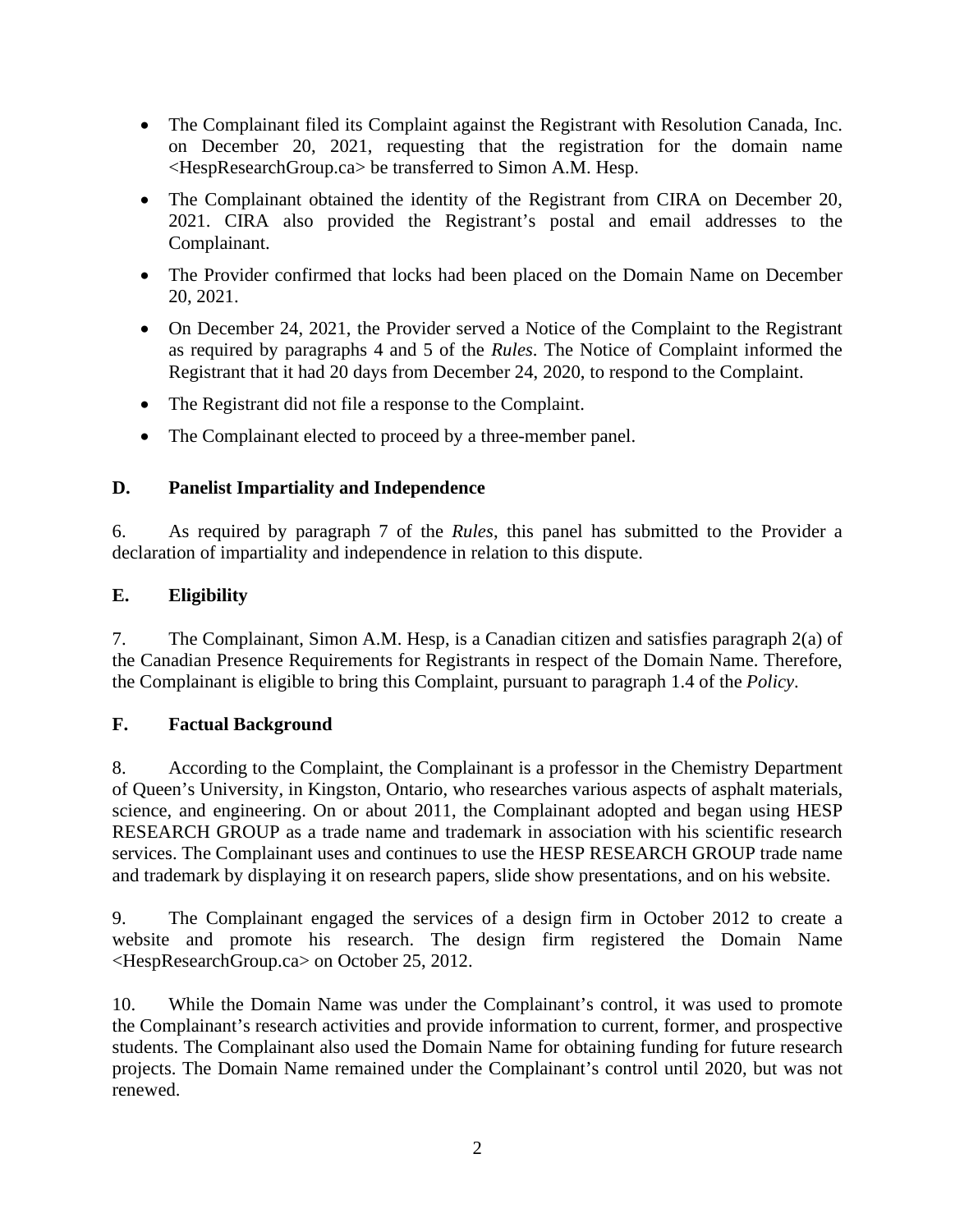- The Complainant filed its Complaint against the Registrant with Resolution Canada, Inc. on December 20, 2021, requesting that the registration for the domain name <HespResearchGroup.ca> be transferred to Simon A.M. Hesp.
- The Complainant obtained the identity of the Registrant from CIRA on December 20, 2021. CIRA also provided the Registrant's postal and email addresses to the Complainant.
- The Provider confirmed that locks had been placed on the Domain Name on December 20, 2021.
- On December 24, 2021, the Provider served a Notice of the Complaint to the Registrant as required by paragraphs 4 and 5 of the *Rules*. The Notice of Complaint informed the Registrant that it had 20 days from December 24, 2020, to respond to the Complaint.
- The Registrant did not file a response to the Complaint.
- The Complainant elected to proceed by a three-member panel.

## D. Panelist Impartiality and Independence

6. As required by paragraph 7 of the *Rules*, this panel has submitted to the Provider a declaration of impartiality and independence in relation to this dispute.

## E. Eligibility

7. The Complainant, Simon A.M. Hesp, is a Canadian citizen and satisfies paragraph 2(a) of the Canadian Presence Requirements for Registrants in respect of the Domain Name. Therefore, the Complainant is eligible to bring this Complaint, pursuant to paragraph 1.4 of the *Policy*.

## F. Factual Background

8. According to the Complaint, the Complainant is a professor in the Chemistry Department of Queen's University, in Kingston, Ontario, who researches various aspects of asphalt materials, science, and engineering. On or about 2011, the Complainant adopted and began using HESP RESEARCH GROUP as a trade name and trademark in association with his scientific research services. The Complainant uses and continues to use the HESP RESEARCH GROUP trade name and trademark by displaying it on research papers, slide show presentations, and on his website.

9. The Complainant engaged the services of a design firm in October 2012 to create a website and promote his research. The design firm registered the Domain Name <HespResearchGroup.ca> on October 25, 2012.

10. While the Domain Name was under the Complainant's control, it was used to promote the Complainant's research activities and provide information to current, former, and prospective students. The Complainant also used the Domain Name for obtaining funding for future research projects. The Domain Name remained under the Complainant's control until 2020, but was not renewed.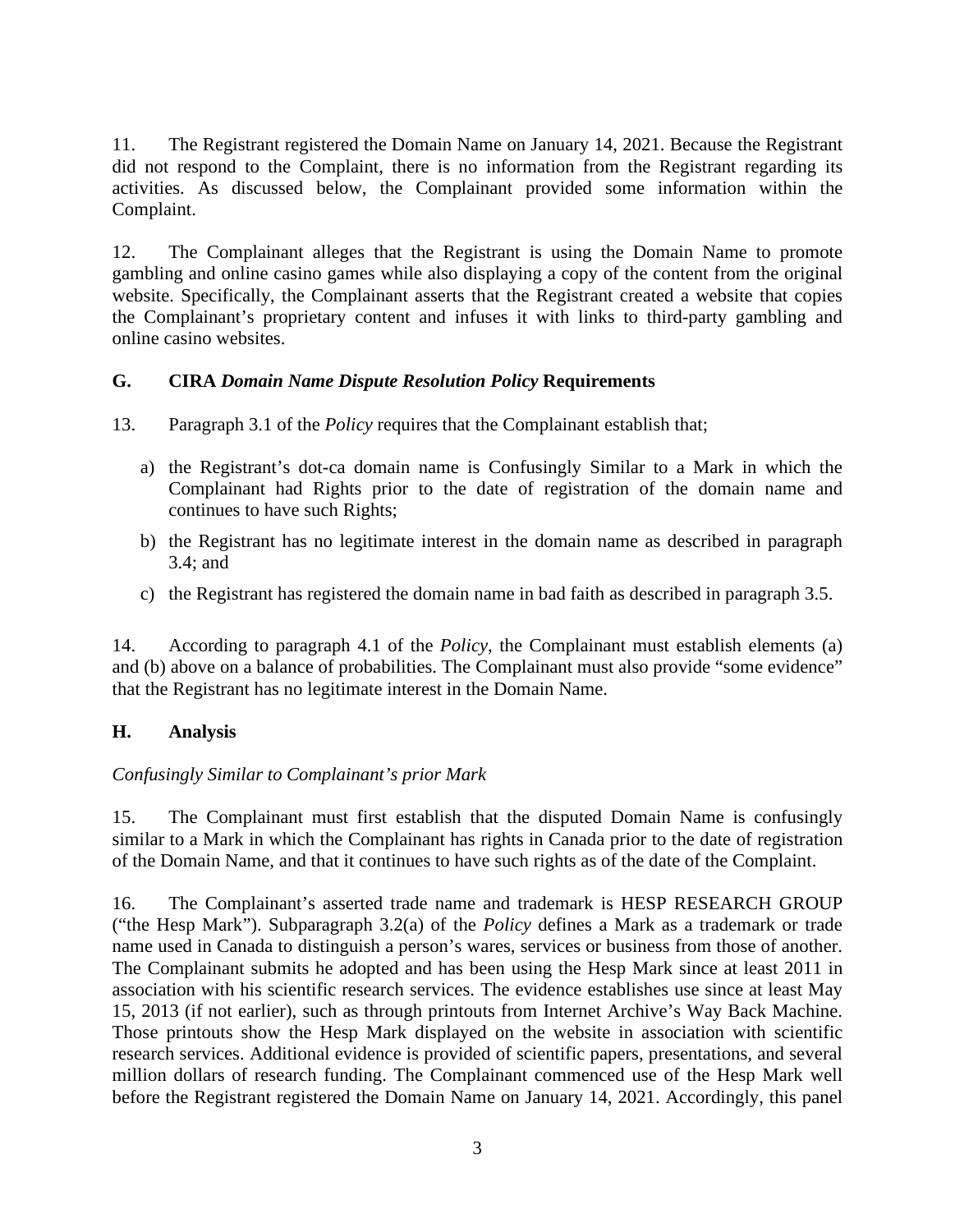11. The Registrant registered the Domain Name on January 14, 2021. Because the Registrant did not respond to the Complaint, there is no information from the Registrant regarding its activities. As discussed below, the Complainant provided some information within the Complaint.

12. The Complainant alleges that the Registrant is using the Domain Name to promote gambling and online casino games while also displaying a copy of the content from the original website. Specifically, the Complainant asserts that the Registrant created a website that copies the Complainant's proprietary content and infuses it with links to third-party gambling and online casino websites.

## G. CIRA *Domain Name Dispute Resolution Policy* Requirements

13. Paragraph 3.1 of the *Policy* requires that the Complainant establish that;

a) the Registrant's dot-ca domain name is Confusingly Similar to a Mark in which the Complainant had Rights prior to the date of registration of the domain name and continues to have such Rights;

b) the Registrant has no legitimate interest in the domain name as described in paragraph 3.4; and

c) the Registrant has registered the domain name in bad faith as described in paragraph 3.5.

14. According to paragraph 4.1 of the *Policy*, the Complainant must establish elements (a) and (b) above on a balance of probabilities. The Complainant must also provide "some evidence" that the Registrant has no legitimate interest in the Domain Name.

## H. Analysis

*Confusingly Similar to Complainant's prior Mark*

15. The Complainant must first establish that the disputed Domain Name is confusingly similar to a Mark in which the Complainant has rights in Canada prior to the date of registration of the Domain Name, and that it continues to have such rights as of the date of the Complaint.

16. The Complainant's asserted trade name and trademark is HESP RESEARCH GROUP ("the Hesp Mark"). Subparagraph 3.2(a) of the *Policy* defines a Mark as a trademark or trade name used in Canada to distinguish a person's wares, services or business from those of another. The Complainant submits he adopted and has been using the Hesp Mark since at least 2011 in association with his scientific research services. The evidence establishes use since at least May 15, 2013 (if not earlier), such as through printouts from Internet Archive's Way Back Machine. Those printouts show the Hesp Mark displayed on the website in association with scientific research services. Additional evidence is provided of scientific papers, presentations, and several million dollars of research funding. The Complainant commenced use of the Hesp Mark well before the Registrant registered the Domain Name on January 14, 2021. Accordingly, this panel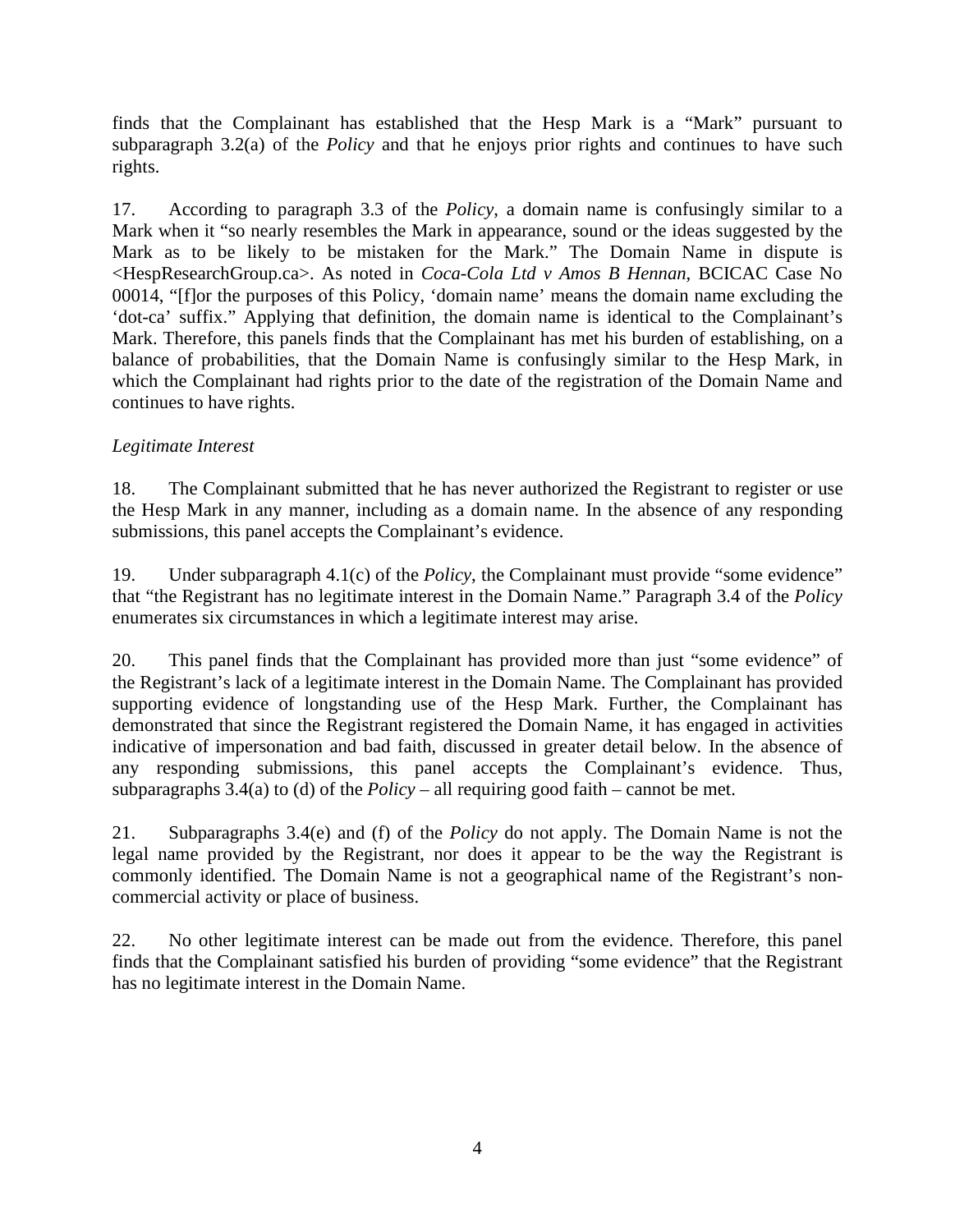finds that the Complainant has established that the Hesp Mark is a "Mark" pursuant to subparagraph 3.2(a) of the *Policy* and that he enjoys prior rights and continues to have such rights.

17. According to paragraph 3.3 of the *Policy*, a domain name is confusingly similar to a Mark when it "so nearly resembles the Mark in appearance, sound or the ideas suggested by the Mark as to be likely to be mistaken for the Mark." The Domain Name in dispute is <HespResearchGroup.ca>. As noted in *Coca-Cola Ltd v Amos B Hennan*, BCICAC Case No 00014, "[f]or the purposes of this Policy, 'domain name' means the domain name excluding the 'dot-ca' suffix." Applying that definition, the domain name is identical to the Complainant's Mark. Therefore, this panels finds that the Complainant has met his burden of establishing, on a balance of probabilities, that the Domain Name is confusingly similar to the Hesp Mark, in which the Complainant had rights prior to the date of the registration of the Domain Name and continues to have rights.

*Legitimate Interest*

18. The Complainant submitted that he has never authorized the Registrant to register or use the Hesp Mark in any manner, including as a domain name. In the absence of any responding submissions, this panel accepts the Complainant's evidence.

19. Under subparagraph 4.1(c) of the *Policy*, the Complainant must provide "some evidence" that "the Registrant has no legitimate interest in the Domain Name." Paragraph 3.4 of the *Policy* enumerates six circumstances in which a legitimate interest may arise.

20. This panel finds that the Complainant has provided more than just "some evidence" of the Registrant's lack of a legitimate interest in the Domain Name. The Complainant has provided supporting evidence of longstanding use of the Hesp Mark. Further, the Complainant has demonstrated that since the Registrant registered the Domain Name, it has engaged in activities indicative of impersonation and bad faith, discussed in greater detail below. In the absence of any responding submissions, this panel accepts the Complainant's evidence. Thus, subparagraphs 3.4(a) to (d) of the *Policy* – all requiring good faith – cannot be met.

21. Subparagraphs 3.4(e) and (f) of the *Policy* do not apply. The Domain Name is not the legal name provided by the Registrant, nor does it appear to be the way the Registrant is commonly identified. The Domain Name is not a geographical name of the Registrant's non-commercial activity or place of business.

22. No other legitimate interest can be made out from the evidence. Therefore, this panel finds that the Complainant satisfied his burden of providing "some evidence" that the Registrant has no legitimate interest in the Domain Name.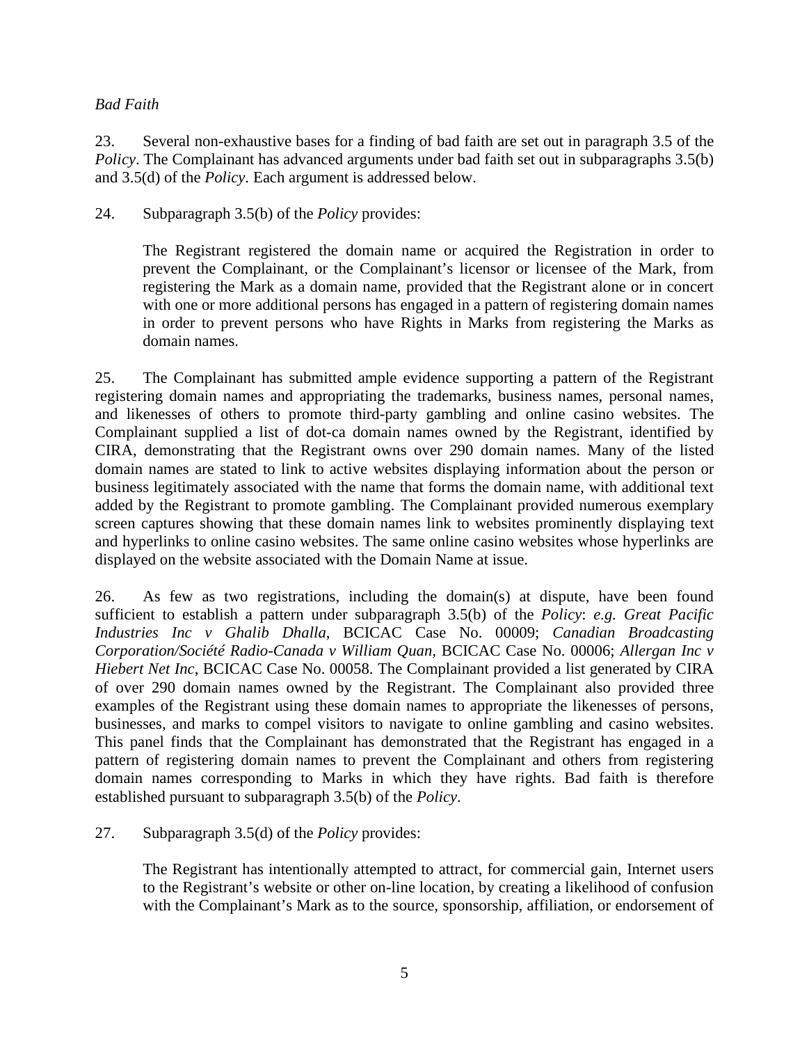*Bad Faith*

23. Several non-exhaustive bases for a finding of bad faith are set out in paragraph 3.5 of the *Policy*. The Complainant has advanced arguments under bad faith set out in subparagraphs 3.5(b) and 3.5(d) of the *Policy*. Each argument is addressed below.

24. Subparagraph 3.5(b) of the *Policy* provides:

> The Registrant registered the domain name or acquired the Registration in order to prevent the Complainant, or the Complainant's licensor or licensee of the Mark, from registering the Mark as a domain name, provided that the Registrant alone or in concert with one or more additional persons has engaged in a pattern of registering domain names in order to prevent persons who have Rights in Marks from registering the Marks as domain names.

25. The Complainant has submitted ample evidence supporting a pattern of the Registrant registering domain names and appropriating the trademarks, business names, personal names, and likenesses of others to promote third-party gambling and online casino websites. The Complainant supplied a list of dot-ca domain names owned by the Registrant, identified by CIRA, demonstrating that the Registrant owns over 290 domain names. Many of the listed domain names are stated to link to active websites displaying information about the person or business legitimately associated with the name that forms the domain name, with additional text added by the Registrant to promote gambling. The Complainant provided numerous exemplary screen captures showing that these domain names link to websites prominently displaying text and hyperlinks to online casino websites. The same online casino websites whose hyperlinks are displayed on the website associated with the Domain Name at issue.

26. As few as two registrations, including the domain(s) at dispute, have been found sufficient to establish a pattern under subparagraph 3.5(b) of the *Policy*: *e.g. Great Pacific Industries Inc v Ghalib Dhalla*, BCICAC Case No. 00009; *Canadian Broadcasting Corporation/Société Radio-Canada v William Quan*, BCICAC Case No. 00006; *Allergan Inc v Hiebert Net Inc*, BCICAC Case No. 00058. The Complainant provided a list generated by CIRA of over 290 domain names owned by the Registrant. The Complainant also provided three examples of the Registrant using these domain names to appropriate the likenesses of persons, businesses, and marks to compel visitors to navigate to online gambling and casino websites. This panel finds that the Complainant has demonstrated that the Registrant has engaged in a pattern of registering domain names to prevent the Complainant and others from registering domain names corresponding to Marks in which they have rights. Bad faith is therefore established pursuant to subparagraph 3.5(b) of the *Policy*.

27. Subparagraph 3.5(d) of the *Policy* provides:

> The Registrant has intentionally attempted to attract, for commercial gain, Internet users to the Registrant's website or other on-line location, by creating a likelihood of confusion with the Complainant's Mark as to the source, sponsorship, affiliation, or endorsement of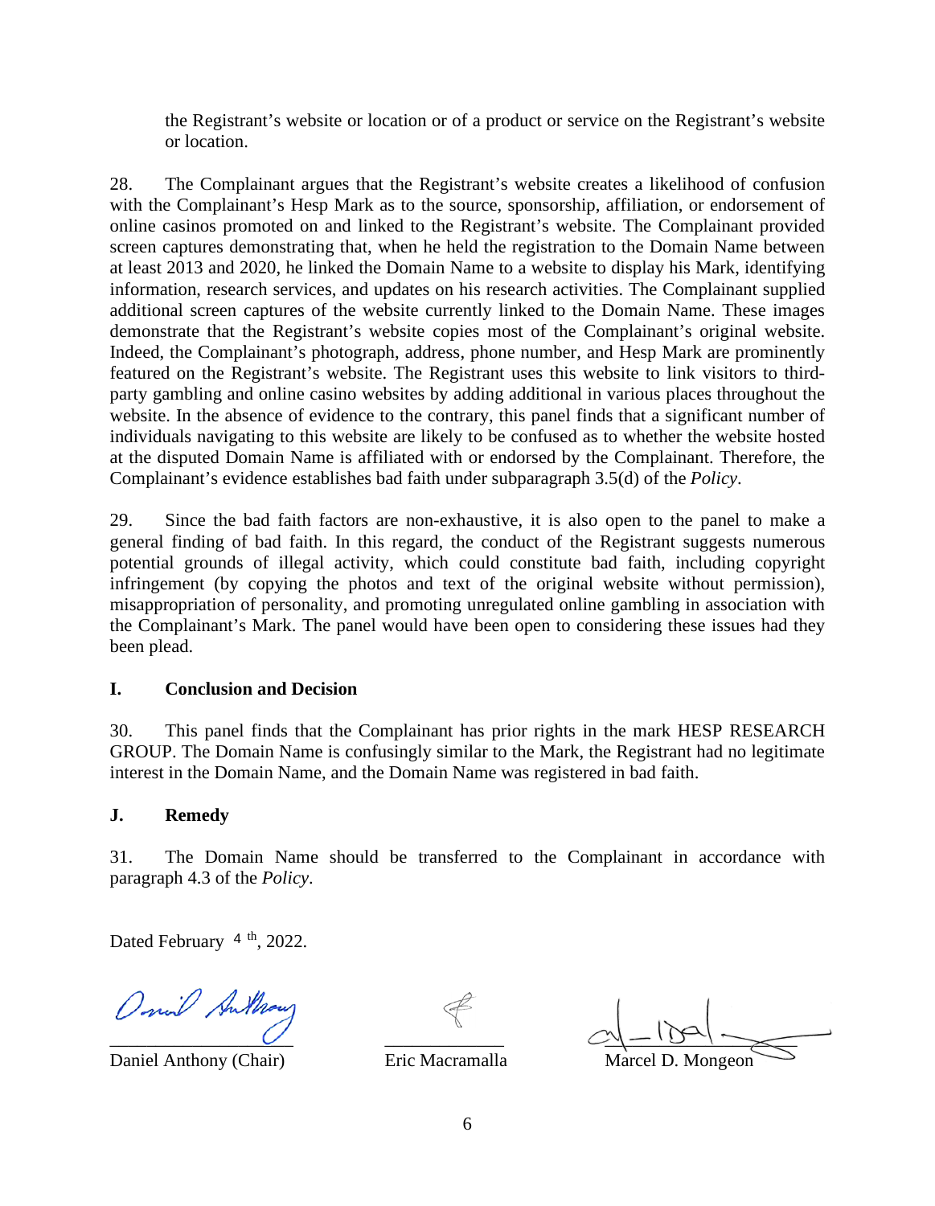the Registrant's website or location or of a product or service on the Registrant's website or location.

28. The Complainant argues that the Registrant's website creates a likelihood of confusion with the Complainant's Hesp Mark as to the source, sponsorship, affiliation, or endorsement of online casinos promoted on and linked to the Registrant's website. The Complainant provided screen captures demonstrating that, when he held the registration to the Domain Name between at least 2013 and 2020, he linked the Domain Name to a website to display his Mark, identifying information, research services, and updates on his research activities. The Complainant supplied additional screen captures of the website currently linked to the Domain Name. These images demonstrate that the Registrant's website copies most of the Complainant's original website. Indeed, the Complainant's photograph, address, phone number, and Hesp Mark are prominently featured on the Registrant's website. The Registrant uses this website to link visitors to third-party gambling and online casino websites by adding additional in various places throughout the website. In the absence of evidence to the contrary, this panel finds that a significant number of individuals navigating to this website are likely to be confused as to whether the website hosted at the disputed Domain Name is affiliated with or endorsed by the Complainant. Therefore, the Complainant's evidence establishes bad faith under subparagraph 3.5(d) of the *Policy*.

29. Since the bad faith factors are non-exhaustive, it is also open to the panel to make a general finding of bad faith. In this regard, the conduct of the Registrant suggests numerous potential grounds of illegal activity, which could constitute bad faith, including copyright infringement (by copying the photos and text of the original website without permission), misappropriation of personality, and promoting unregulated online gambling in association with the Complainant's Mark. The panel would have been open to considering these issues had they been plead.

## I. Conclusion and Decision

30. This panel finds that the Complainant has prior rights in the mark HESP RESEARCH GROUP. The Domain Name is confusingly similar to the Mark, the Registrant had no legitimate interest in the Domain Name, and the Domain Name was registered in bad faith.

## J. Remedy

31. The Domain Name should be transferred to the Complainant in accordance with paragraph 4.3 of the *Policy*.

Dated February 4 th, 2022.

Daniel Anthony (Chair) &nbsp;&nbsp;&nbsp;&nbsp; Eric Macramalla &nbsp;&nbsp;&nbsp;&nbsp; Marcel D. Mongeon